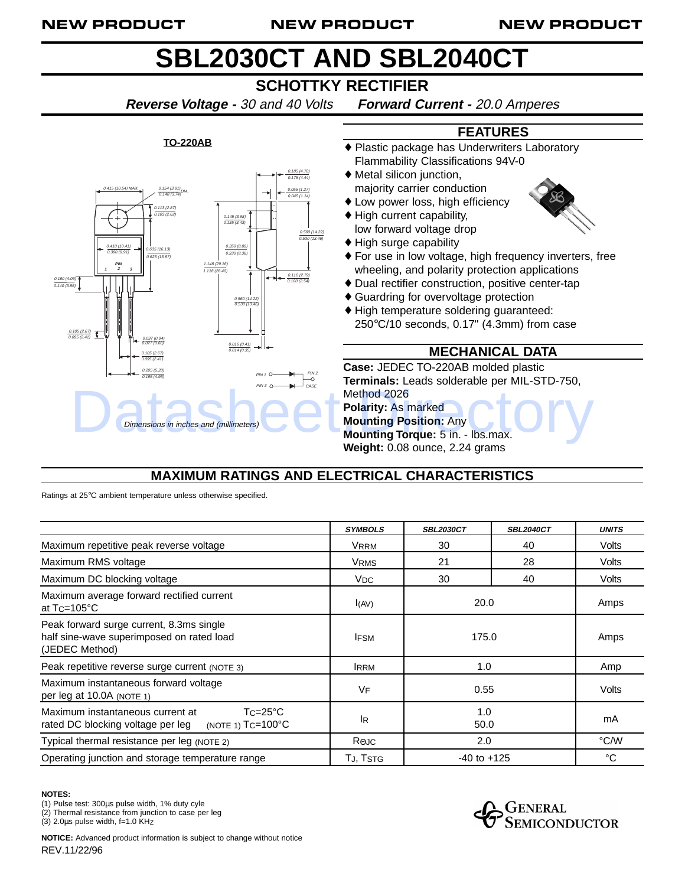NEW PRODUCT NEW PRODUCT NEW PRODUCT

# SBL2030CT AND SBL2040CT

## SCHOTTKY RECTIFIER

***Reverse Voltage -** 30 and 40 Volts* ***Forward Current -** 20.0 Amperes*

**TO-220AB**

*Dimensions in inches and (millimeters)*

## FEATURES

- ♦ Plastic package has Underwriters Laboratory Flammability Classifications 94V-0
- ♦ Metal silicon junction, majority carrier conduction
- ♦ Low power loss, high efficiency
- ♦ High current capability, low forward voltage drop
- ♦ High surge capability
- ♦ For use in low voltage, high frequency inverters, free wheeling, and polarity protection applications
- ♦ Dual rectifier construction, positive center-tap
- ♦ Guardring for overvoltage protection
- ♦ High temperature soldering guaranteed: 250°C/10 seconds, 0.17" (4.3mm) from case

## MECHANICAL DATA

**Case:** JEDEC TO-220AB molded plastic
**Terminals:** Leads solderable per MIL-STD-750, Method 2026
**Polarity:** As marked
**Mounting Position:** Any
**Mounting Torque:** 5 in. - lbs.max.
**Weight:** 0.08 ounce, 2.24 grams

## MAXIMUM RATINGS AND ELECTRICAL CHARACTERISTICS

Ratings at 25°C ambient temperature unless otherwise specified.

| | SYMBOLS | SBL2030CT | SBL2040CT | UNITS |
|---|---|---|---|---|
| Maximum repetitive peak reverse voltage | $V_{RRM}$ | 30 | 40 | Volts |
| Maximum RMS voltage | $V_{RMS}$ | 21 | 28 | Volts |
| Maximum DC blocking voltage | $V_{DC}$ | 30 | 40 | Volts |
| Maximum average forward rectified current at $T_C$=105°C | $I_{(AV)}$ | 20.0 | | Amps |
| Peak forward surge current, 8.3ms single half sine-wave superimposed on rated load (JEDEC Method) | $I_{FSM}$ | 175.0 | | Amps |
| Peak repetitive reverse surge current (NOTE 3) | $I_{RRM}$ | 1.0 | | Amp |
| Maximum instantaneous forward voltage per leg at 10.0A (NOTE 1) | $V_F$ | 0.55 | | Volts |
| Maximum instantaneous current at rated DC blocking voltage per leg (NOTE 1) $T_C$=25°C / $T_C$=100°C | $I_R$ | 1.0 / 50.0 | | mA |
| Typical thermal resistance per leg (NOTE 2) | $R_{\Theta JC}$ | 2.0 | | °C/W |
| Operating junction and storage temperature range | $T_J$, $T_{STG}$ | -40 to +125 | | °C |

**NOTES:**
(1) Pulse test: 300µs pulse width, 1% duty cyle
(2) Thermal resistance from junction to case per leg
(3) 2.0µs pulse width, f=1.0 KHz

**NOTICE:** Advanced product information is subject to change without notice
REV.11/22/96

GENERAL SEMICONDUCTOR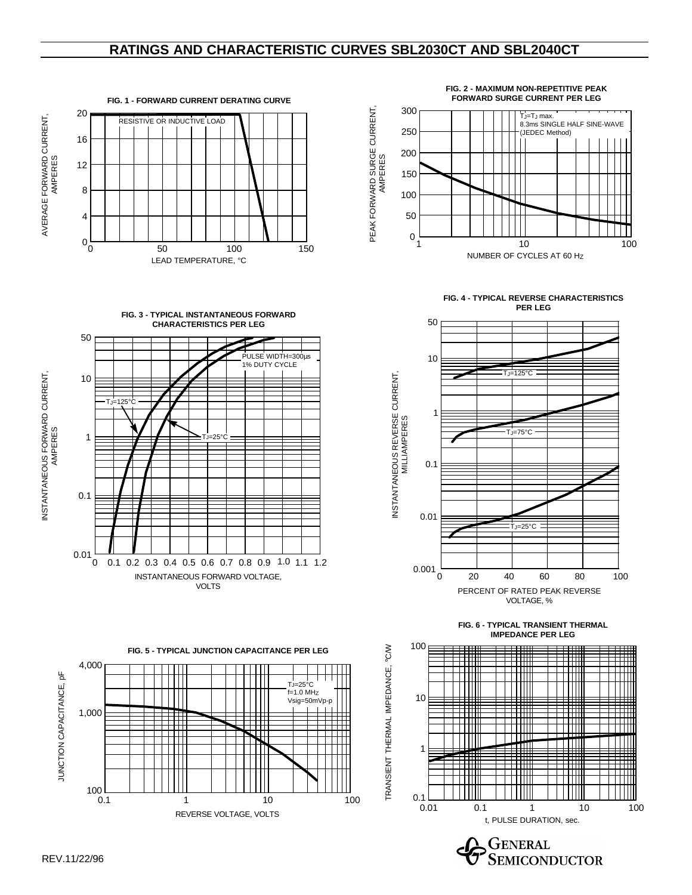# RATINGS AND CHARACTERISTIC CURVES SBL2030CT AND SBL2040CT

**FIG. 1 - FORWARD CURRENT DERATING CURVE**

AVERAGE FORWARD CURRENT, AMPERES

20
16
12
8
4
0

RESISTIVE OR INDUCTIVE LOAD

0 50 100 150

LEAD TEMPERATURE, °C

**FIG. 2 - MAXIMUM NON-REPETITIVE PEAK FORWARD SURGE CURRENT PER LEG**

PEAK FORWARD SURGE CURRENT, AMPERES

300
250
200
150
100
50
0

$T_J$=$T_J$ max.
8.3ms SINGLE HALF SINE-WAVE
(JEDEC Method)

1 10 100

NUMBER OF CYCLES AT 60 Hz

**FIG. 3 - TYPICAL INSTANTANEOUS FORWARD CHARACTERISTICS PER LEG**

INSTANTANEOUS FORWARD CURRENT, AMPERES

50
10
1
0.1
0.01

PULSE WIDTH=300μs
1% DUTY CYCLE

$T_J$=125°C

$T_J$=25°C

0 0.1 0.2 0.3 0.4 0.5 0.6 0.7 0.8 0.9 1.0 1.1 1.2

INSTANTANEOUS FORWARD VOLTAGE, VOLTS

**FIG. 4 - TYPICAL REVERSE CHARACTERISTICS PER LEG**

INSTANTANEOUS REVERSE CURRENT, MILLIAMPERES

50
10
1
0.1
0.01
0.001

$T_J$=125°C

$T_J$=75°C

$T_J$=25°C

0 20 40 60 80 100

PERCENT OF RATED PEAK REVERSE VOLTAGE, %

**FIG. 5 - TYPICAL JUNCTION CAPACITANCE PER LEG**

JUNCTION CAPACITANCE, pF

4,000
1,000
100

$T_J$=25°C
f=1.0 MHz
Vsig=50mVp-p

0.1 1 10 100

REVERSE VOLTAGE, VOLTS

**FIG. 6 - TYPICAL TRANSIENT THERMAL IMPEDANCE PER LEG**

TRANSIENT THERMAL IMPEDANCE, °C/W

100
10
1
0.1

0.01 0.1 1 10 100

t, PULSE DURATION, sec.

REV.11/22/96

GENERAL SEMICONDUCTOR